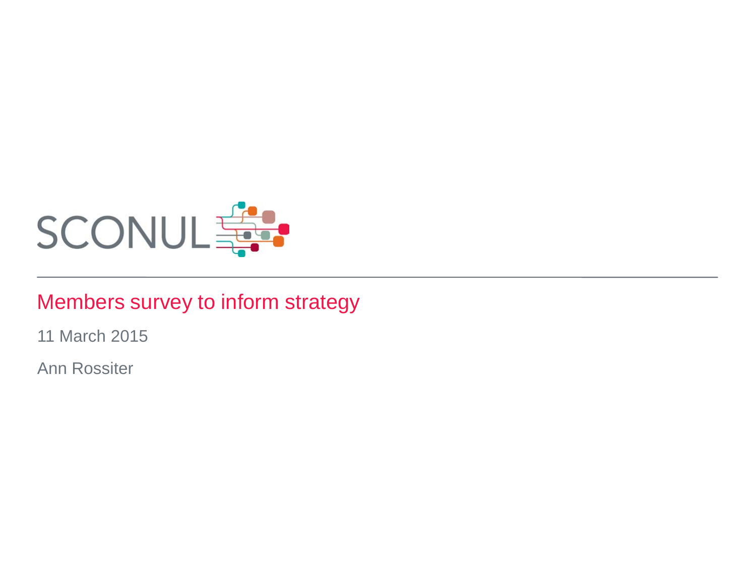SCONUL

# Members survey to inform strategy

11 March 2015

Ann Rossiter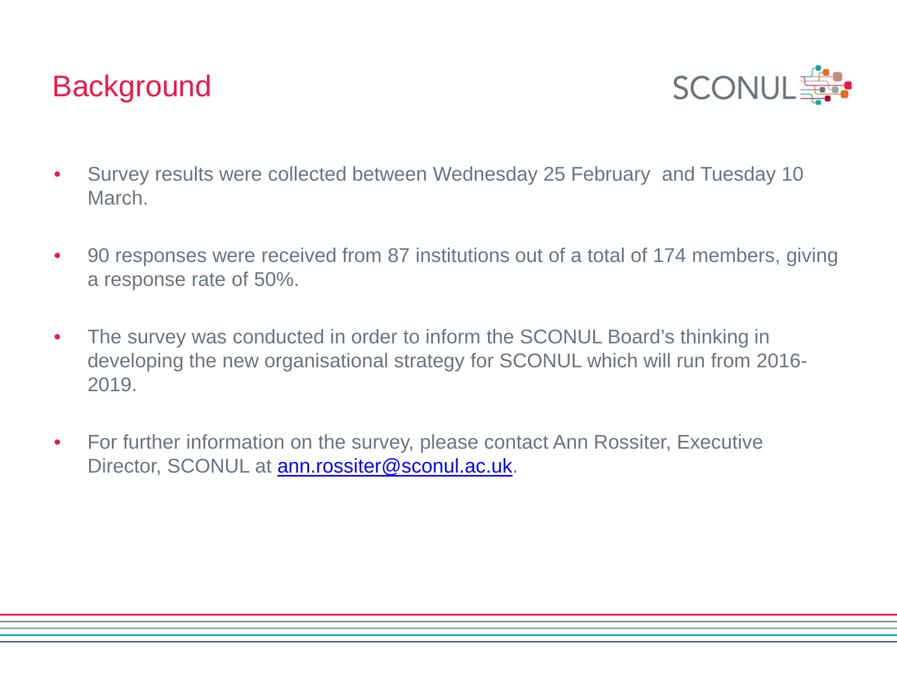# Background

- Survey results were collected between Wednesday 25 February  and Tuesday 10 March.
- 90 responses were received from 87 institutions out of a total of 174 members, giving a response rate of 50%.
- The survey was conducted in order to inform the SCONUL Board's thinking in developing the new organisational strategy for SCONUL which will run from 2016-2019.
- For further information on the survey, please contact Ann Rossiter, Executive Director, SCONUL at [ann.rossiter@sconul.ac.uk](mailto:ann.rossiter@sconul.ac.uk).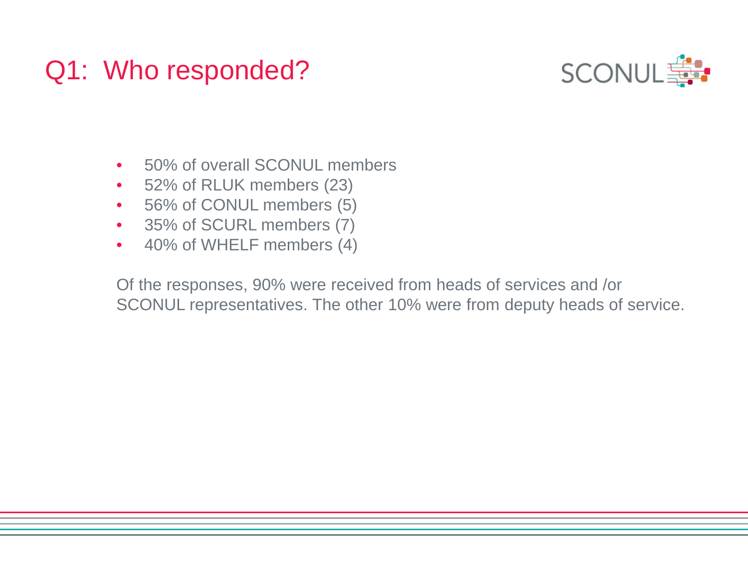# Q1: Who responded?

- 50% of overall SCONUL members
- 52% of RLUK members (23)
- 56% of CONUL members (5)
- 35% of SCURL members (7)
- 40% of WHELF members (4)

Of the responses, 90% were received from heads of services and /or SCONUL representatives. The other 10% were from deputy heads of service.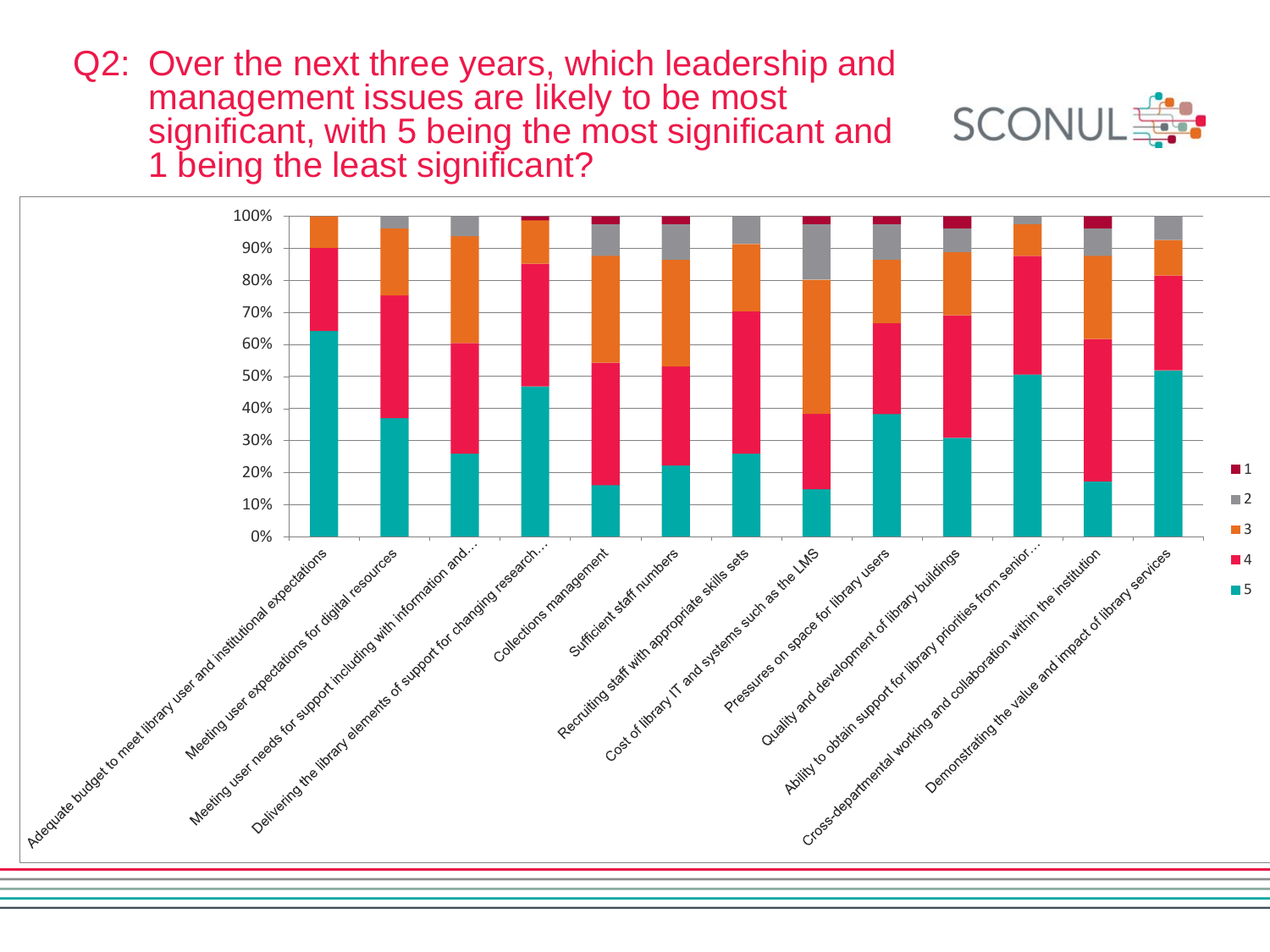# Q2: Over the next three years, which leadership and management issues are likely to be most significant, with 5 being the most significant and 1 being the least significant?

SCONUL

100%
90%
80%
70%
60%
50%
40%
30%
20%
10%
0%

- Adequate budget to meet library user and institutional expectations
- Meeting user expectations for digital resources
- Meeting user needs for support including with information and…
- Delivering the library elements of support for changing research…
- Collections management
- Sufficient staff numbers
- Recruiting staff with appropriate skills sets
- Cost of library IT and systems such as the LMS
- Pressures on space for library users
- Quality and development of library buildings
- Ability to obtain support for library priorities from senior…
- Cross-departmental working and collaboration within the institution
- Demonstrating the value and impact of library services

1
2
3
4
5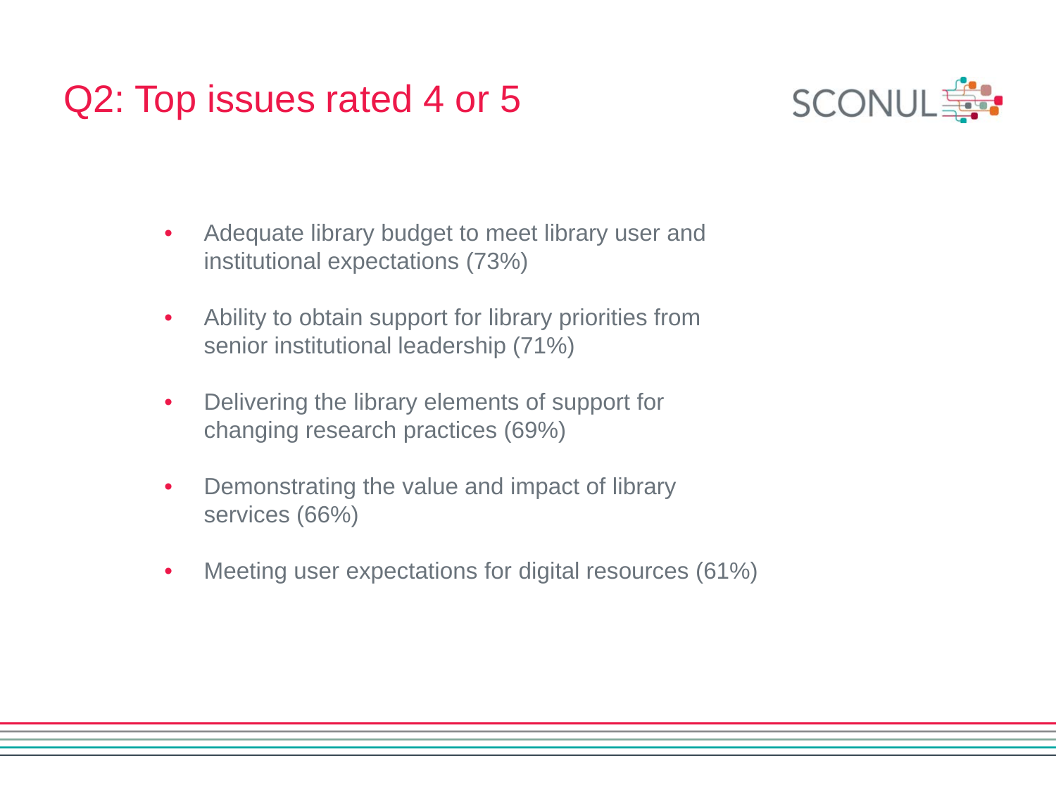# Q2: Top issues rated 4 or 5

- Adequate library budget to meet library user and institutional expectations (73%)
- Ability to obtain support for library priorities from senior institutional leadership (71%)
- Delivering the library elements of support for changing research practices (69%)
- Demonstrating the value and impact of library services (66%)
- Meeting user expectations for digital resources (61%)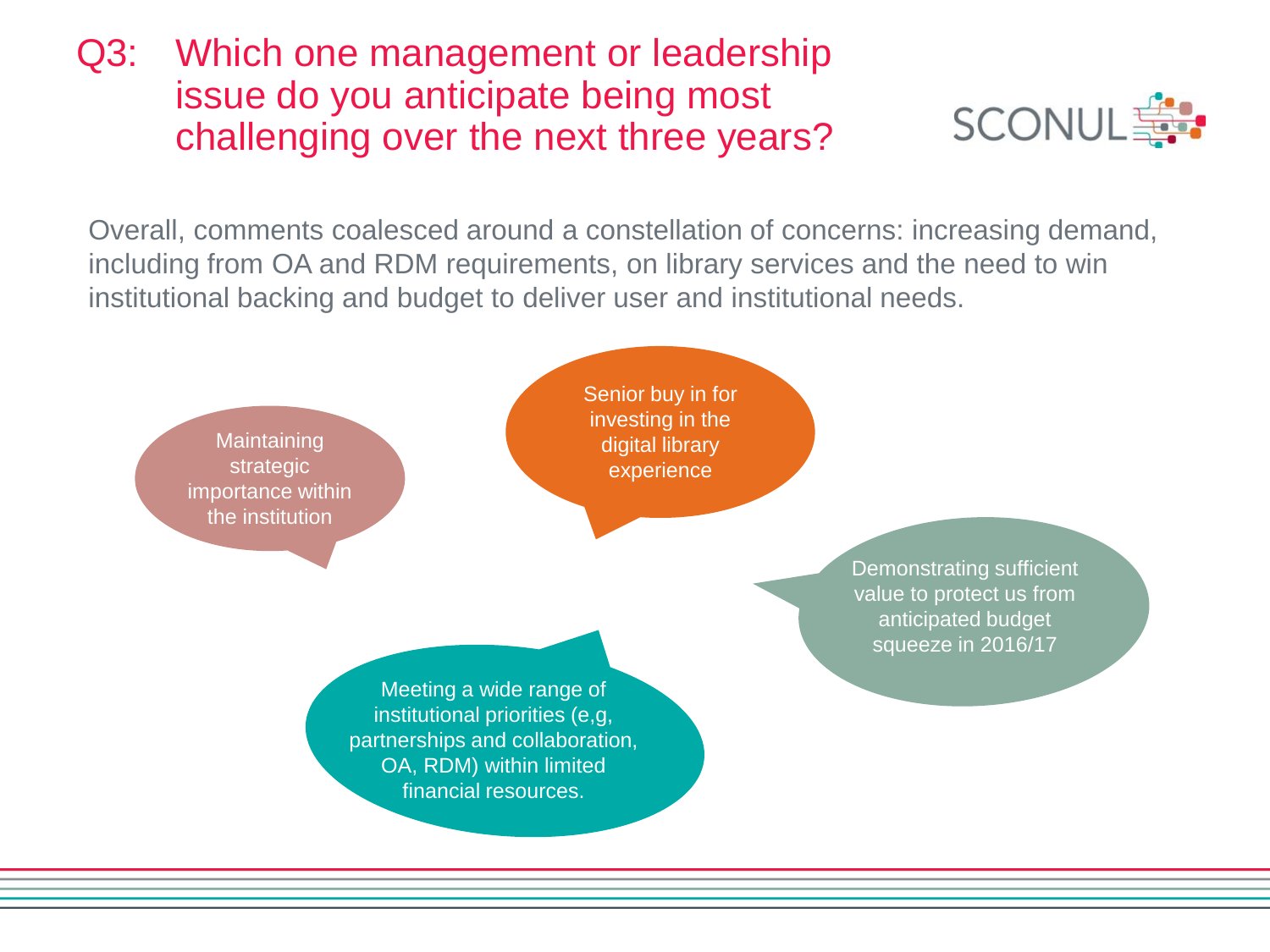# Q3: Which one management or leadership issue do you anticipate being most challenging over the next three years?

Overall, comments coalesced around a constellation of concerns: increasing demand, including from OA and RDM requirements, on library services and the need to win institutional backing and budget to deliver user and institutional needs.

- Maintaining strategic importance within the institution
- Senior buy in for investing in the digital library experience
- Demonstrating sufficient value to protect us from anticipated budget squeeze in 2016/17
- Meeting a wide range of institutional priorities (e,g, partnerships and collaboration, OA, RDM) within limited financial resources.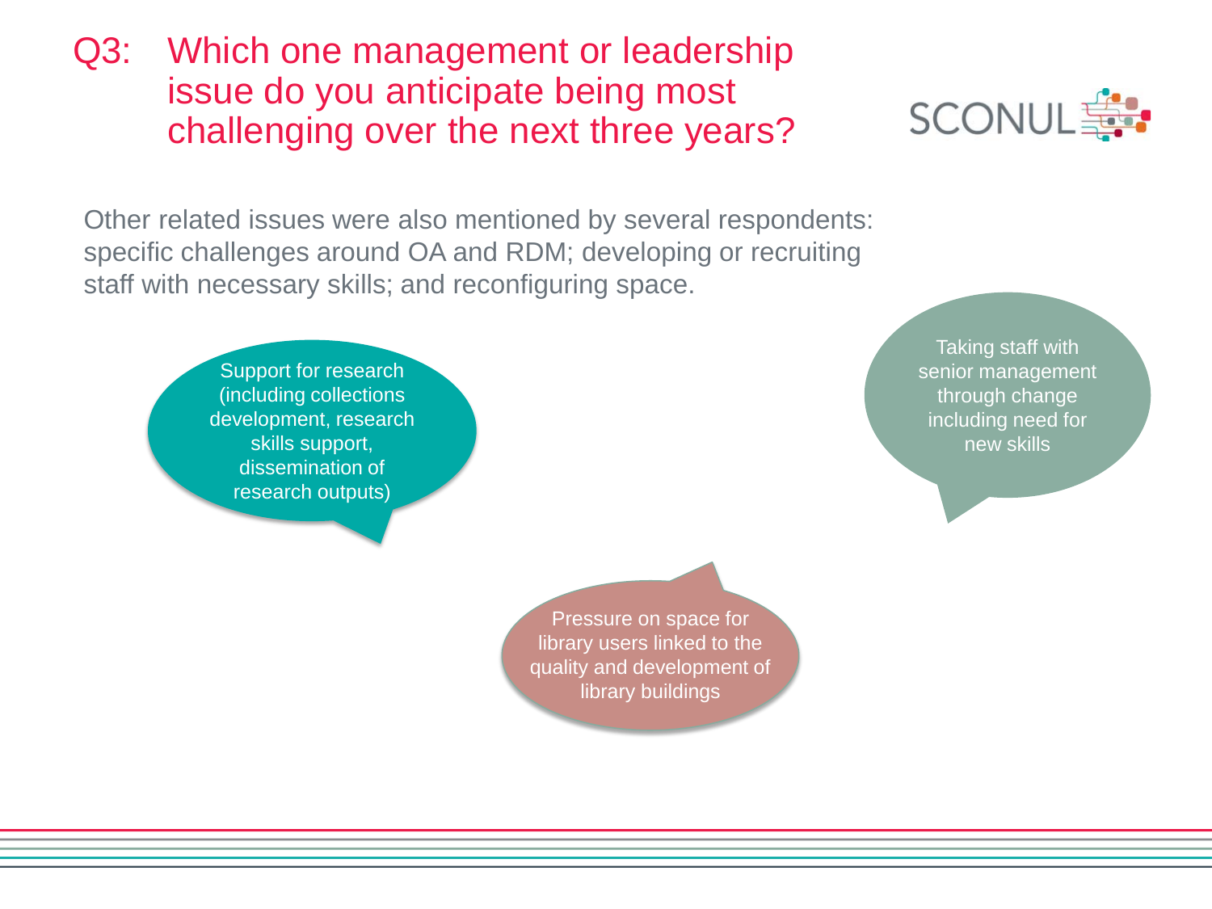# Q3: Which one management or leadership issue do you anticipate being most challenging over the next three years?

Other related issues were also mentioned by several respondents: specific challenges around OA and RDM; developing or recruiting staff with necessary skills; and reconfiguring space.

Support for research (including collections development, research skills support, dissemination of research outputs)

Taking staff with senior management through change including need for new skills

Pressure on space for library users linked to the quality and development of library buildings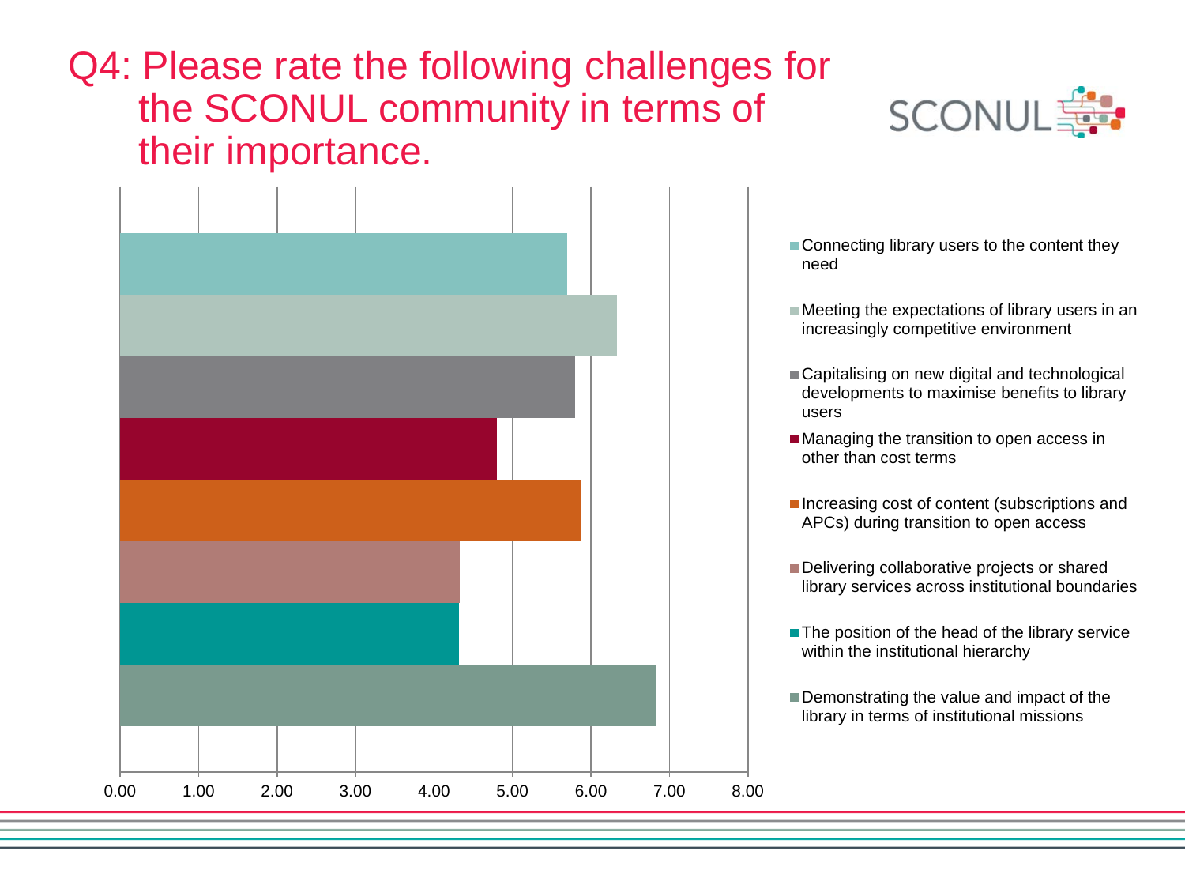# Q4: Please rate the following challenges for the SCONUL community in terms of their importance.

SCONUL

- Connecting library users to the content they need
- Meeting the expectations of library users in an increasingly competitive environment
- Capitalising on new digital and technological developments to maximise benefits to library users
- Managing the transition to open access in other than cost terms
- Increasing cost of content (subscriptions and APCs) during transition to open access
- Delivering collaborative projects or shared library services across institutional boundaries
- The position of the head of the library service within the institutional hierarchy
- Demonstrating the value and impact of the library in terms of institutional missions

0.00 1.00 2.00 3.00 4.00 5.00 6.00 7.00 8.00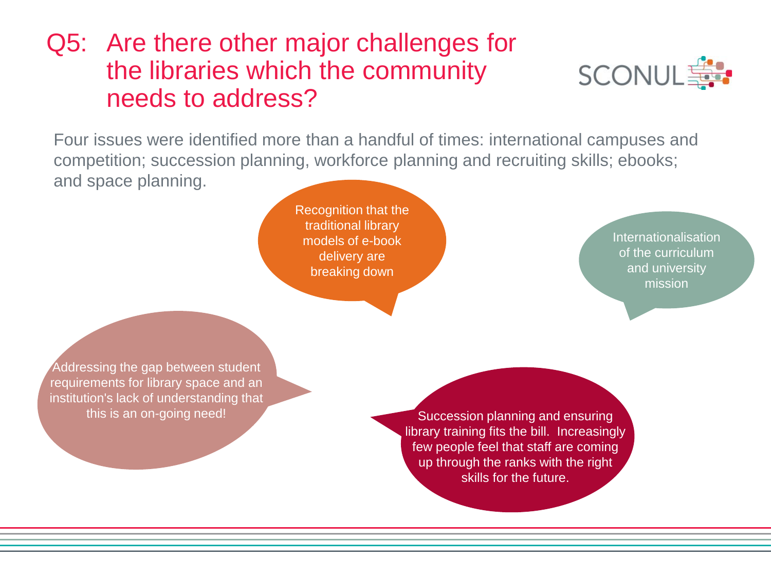# Q5: Are there other major challenges for the libraries which the community needs to address?

Four issues were identified more than a handful of times: international campuses and competition; succession planning, workforce planning and recruiting skills; ebooks; and space planning.

Recognition that the traditional library models of e-book delivery are breaking down

Internationalisation of the curriculum and university mission

Addressing the gap between student requirements for library space and an institution's lack of understanding that this is an on-going need!

Succession planning and ensuring library training fits the bill. Increasingly few people feel that staff are coming up through the ranks with the right skills for the future.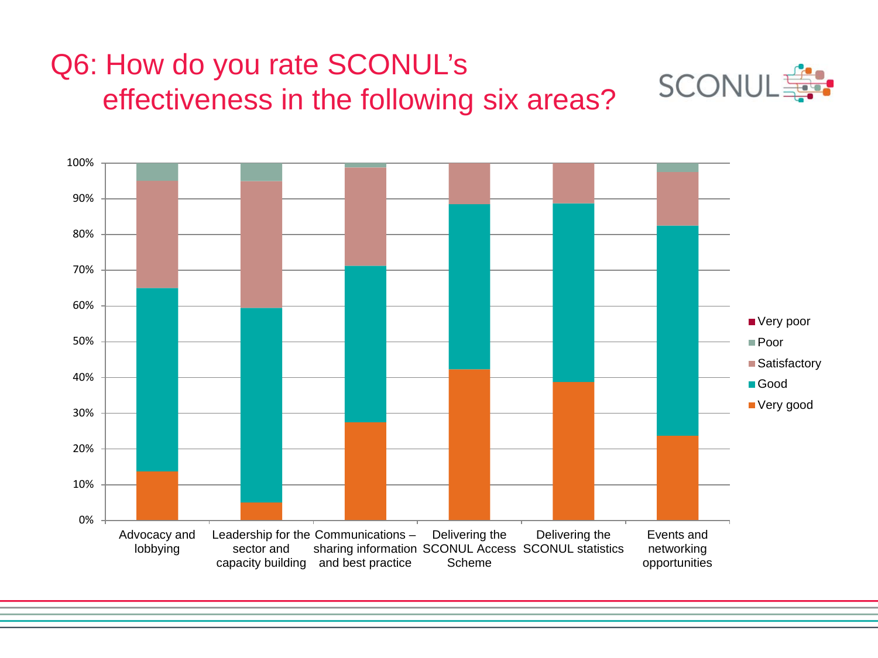# Q6: How do you rate SCONUL's effectiveness in the following six areas?

SCONUL

100%
90%
80%
70%
60%
50%
40%
30%
20%
10%
0%

Advocacy and lobbying

Leadership for the sector and capacity building

Communications – sharing information and best practice

Delivering the SCONUL Access Scheme

Delivering the SCONUL statistics

Events and networking opportunities

- Very poor
- Poor
- Satisfactory
- Good
- Very good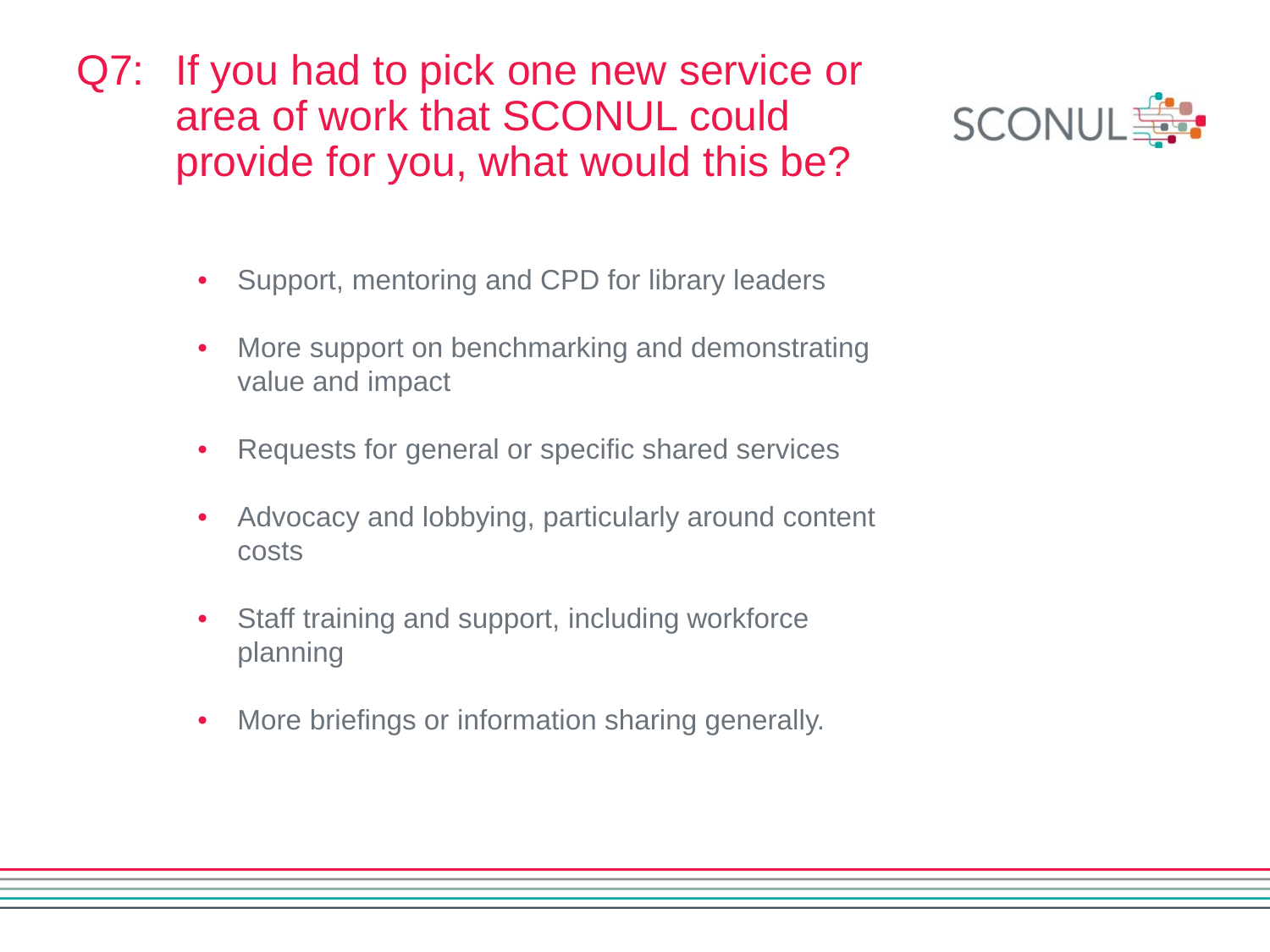# Q7: If you had to pick one new service or area of work that SCONUL could provide for you, what would this be?

- Support, mentoring and CPD for library leaders
- More support on benchmarking and demonstrating value and impact
- Requests for general or specific shared services
- Advocacy and lobbying, particularly around content costs
- Staff training and support, including workforce planning
- More briefings or information sharing generally.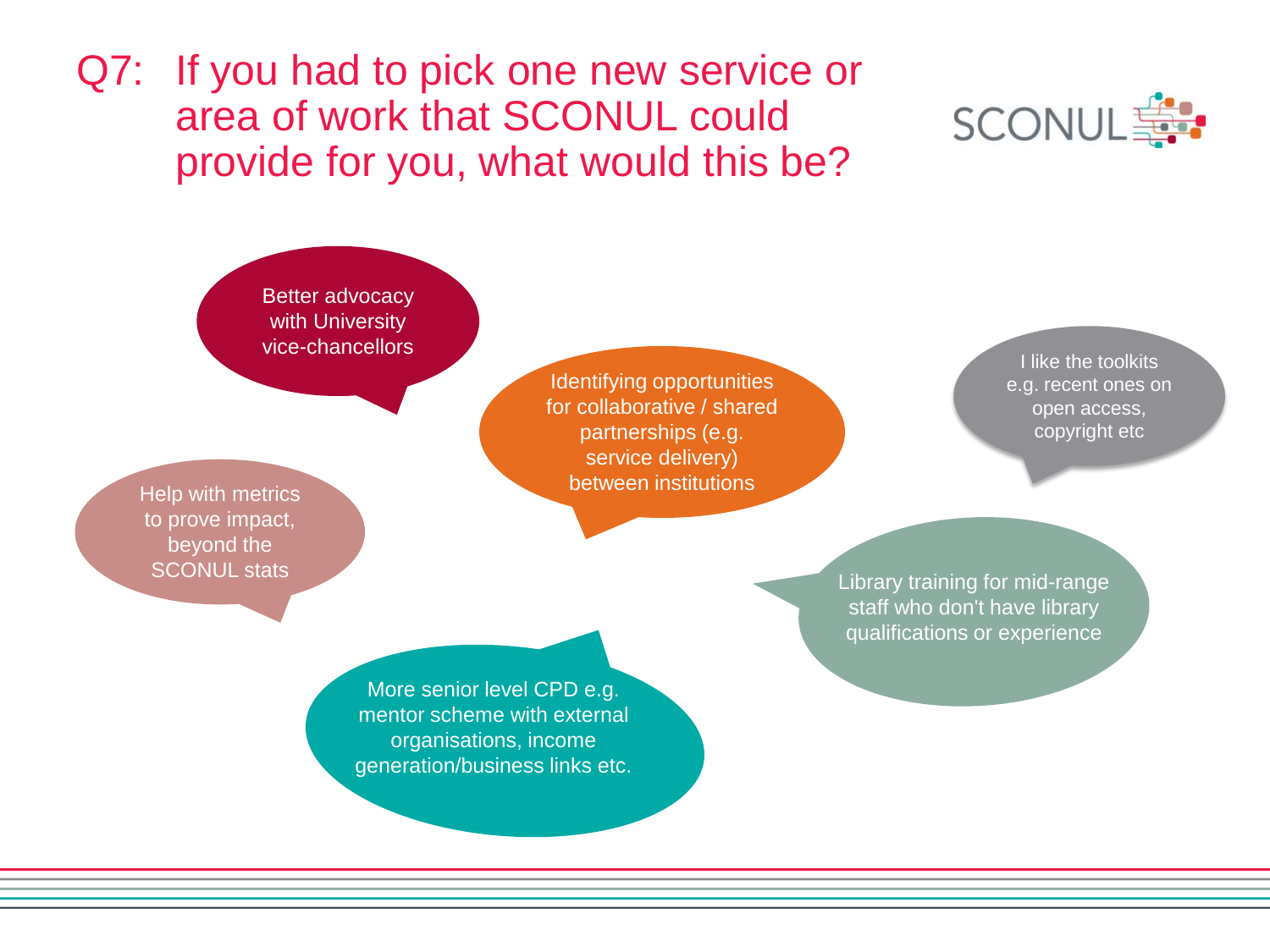# Q7: If you had to pick one new service or area of work that SCONUL could provide for you, what would this be?

SCONUL

- Better advocacy with University vice-chancellors
- Identifying opportunities for collaborative / shared partnerships (e.g. service delivery) between institutions
- I like the toolkits e.g. recent ones on open access, copyright etc
- Help with metrics to prove impact, beyond the SCONUL stats
- Library training for mid-range staff who don't have library qualifications or experience
- More senior level CPD e.g. mentor scheme with external organisations, income generation/business links etc.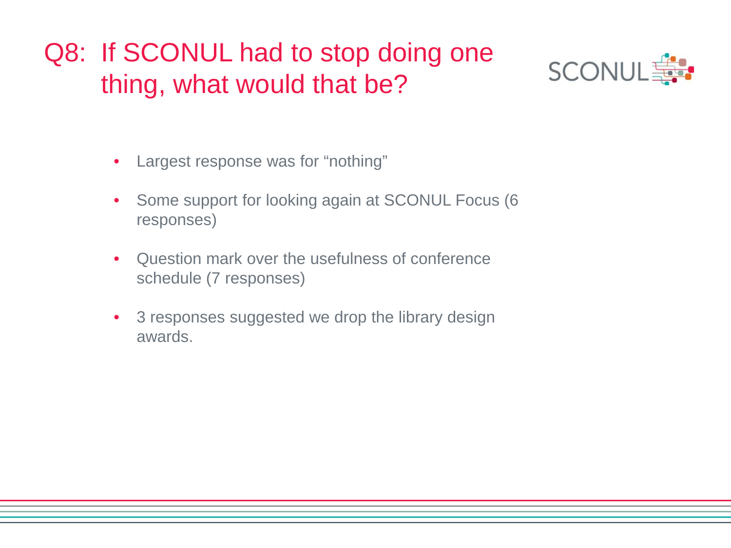# Q8: If SCONUL had to stop doing one thing, what would that be?

- Largest response was for “nothing”
- Some support for looking again at SCONUL Focus (6 responses)
- Question mark over the usefulness of conference schedule (7 responses)
- 3 responses suggested we drop the library design awards.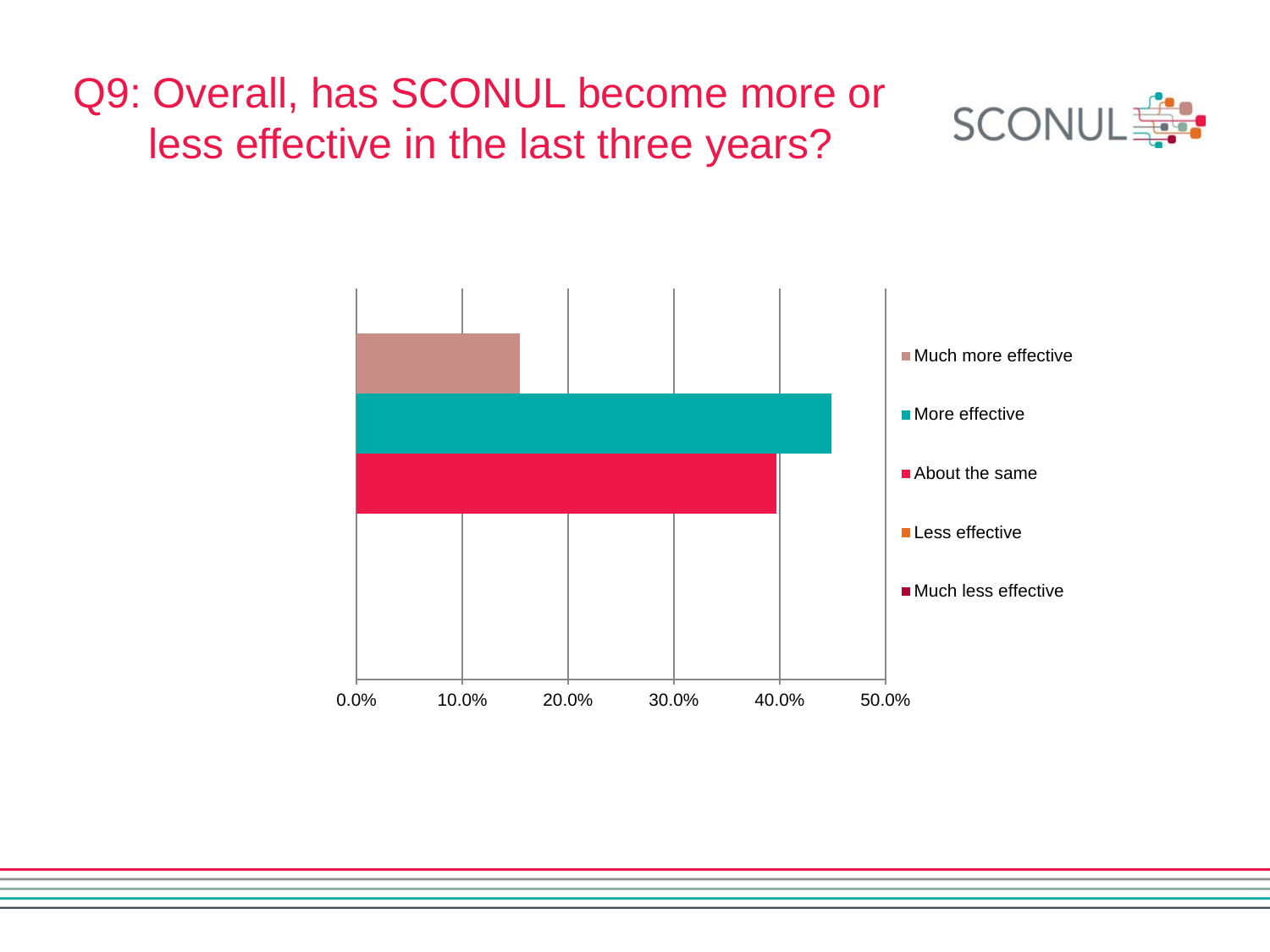# Q9: Overall, has SCONUL become more or less effective in the last three years?

SCONUL

- Much more effective
- More effective
- About the same
- Less effective
- Much less effective

0.0% 10.0% 20.0% 30.0% 40.0% 50.0%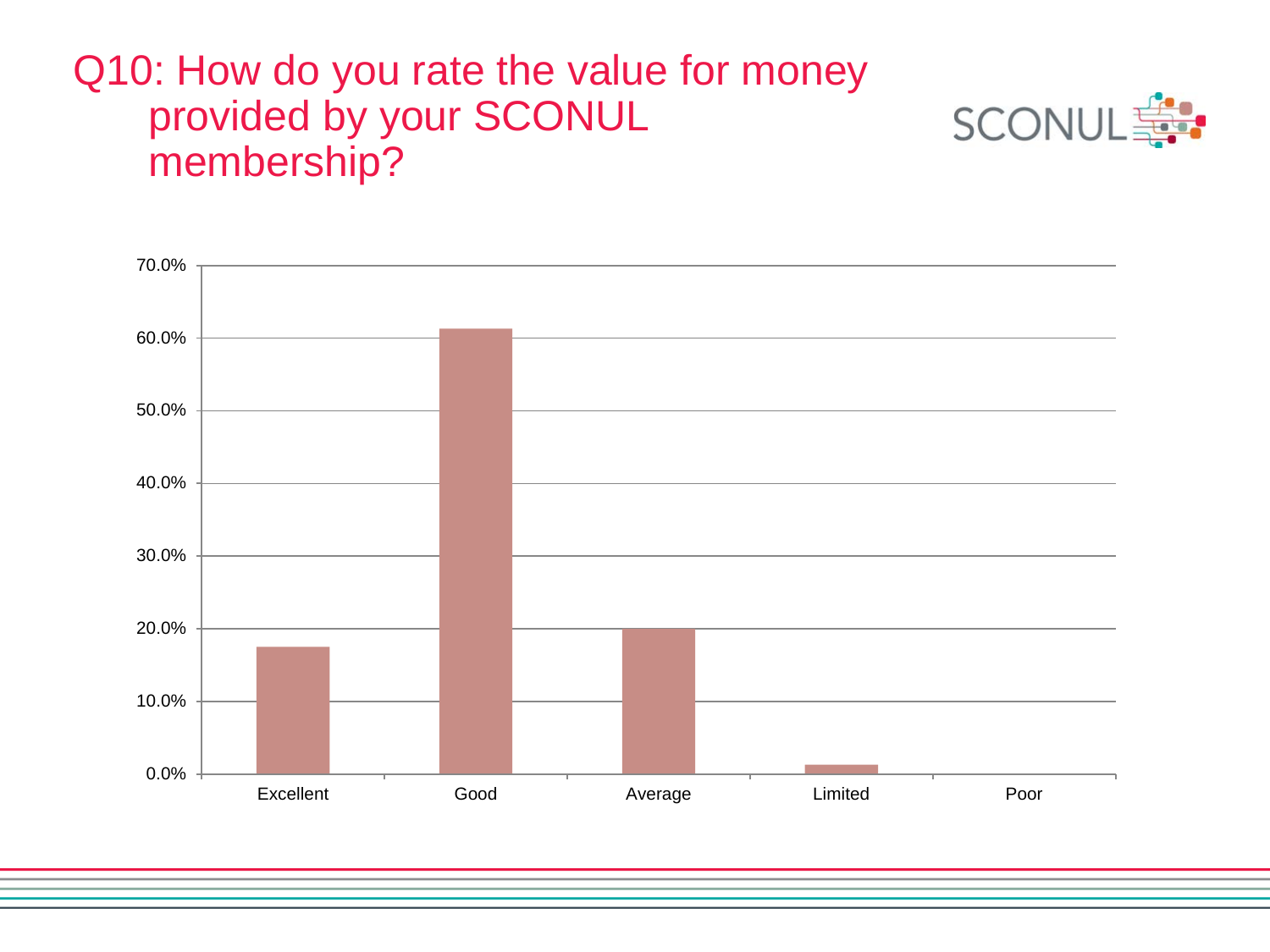# Q10: How do you rate the value for money provided by your SCONUL membership?

SCONUL

70.0%
60.0%
50.0%
40.0%
30.0%
20.0%
10.0%
0.0%

Excellent
Good
Average
Limited
Poor